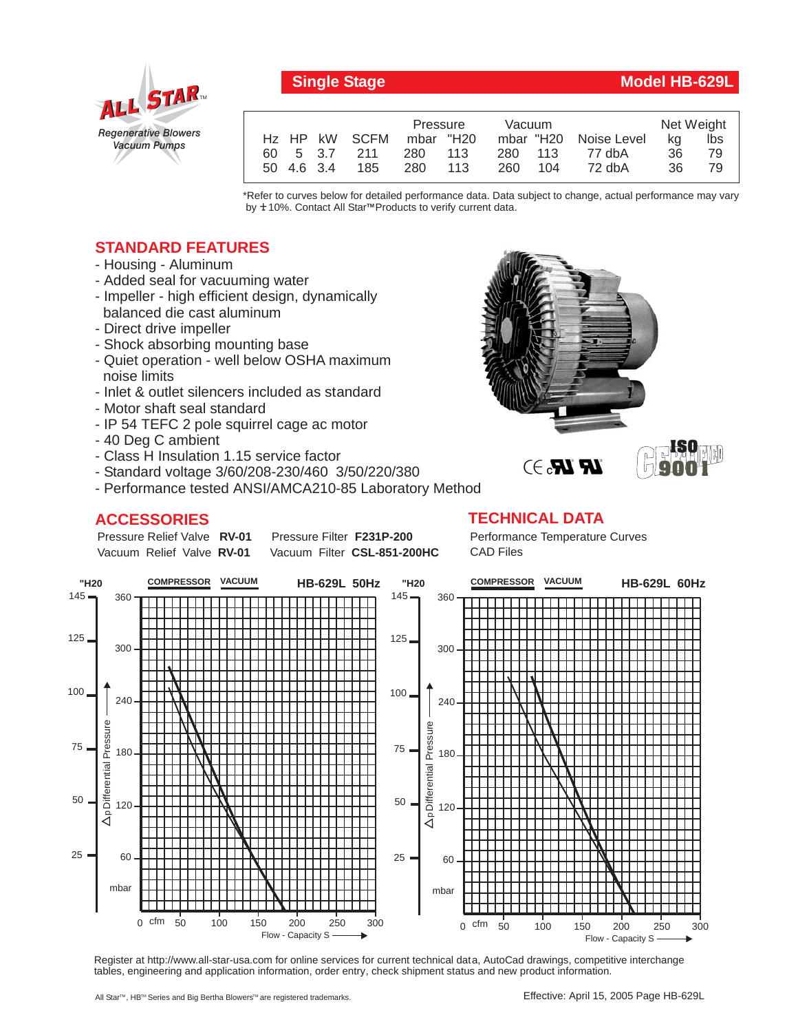**Single Stage** **Model HB-629L**

ALL STAR™
*Regenerative Blowers Vacuum Pumps*

| Hz | HP | kW | SCFM | Pressure mbar | Pressure "H20 | Vacuum mbar | Vacuum "H20 | Noise Level | Net Weight kg | Net Weight lbs |
|---|---|---|---|---|---|---|---|---|---|---|
| 60 | 5 | 3.7 | 211 | 280 | 113 | 280 | 113 | 77 dbA | 36 | 79 |
| 50 | 4.6 | 3.4 | 185 | 280 | 113 | 260 | 104 | 72 dbA | 36 | 79 |

*Refer to curves below for detailed performance data. Data subject to change, actual performance may vary by ± 10%. Contact All Star™ Products to verify current data.

## STANDARD FEATURES

- Housing - Aluminum
- Added seal for vacuuming water
- Impeller - high efficient design, dynamically balanced die cast aluminum
- Direct drive impeller
- Shock absorbing mounting base
- Quiet operation - well below OSHA maximum noise limits
- Inlet & outlet silencers included as standard
- Motor shaft seal standard
- IP 54 TEFC 2 pole squirrel cage ac motor
- 40 Deg C ambient
- Class H Insulation 1.15 service factor
- Standard voltage 3/60/208-230/460 3/50/220/380
- Performance tested ANSI/AMCA210-85 Laboratory Method

## ACCESSORIES

Pressure Relief Valve **RV-01** Pressure Filter **F231P-200**
Vacuum Relief Valve **RV-01** Vacuum Filter **CSL-851-200HC**

## TECHNICAL DATA

Performance Temperature Curves
CAD Files

**HB-629L 50Hz** — COMPRESSOR / VACUUM — Δp Differential Pressure ("H20 / mbar) vs. Flow - Capacity S (cfm)

**HB-629L 60Hz** — COMPRESSOR / VACUUM — Δp Differential Pressure ("H20 / mbar) vs. Flow - Capacity S (cfm)

Register at http://www.all-star-usa.com for online services for current technical data, AutoCad drawings, competitive interchange tables, engineering and application information, order entry, check shipment status and new product information.

All Star™, HB™ Series and Big Bertha Blowers™ are registered trademarks.

Effective: April 15, 2005 Page HB-629L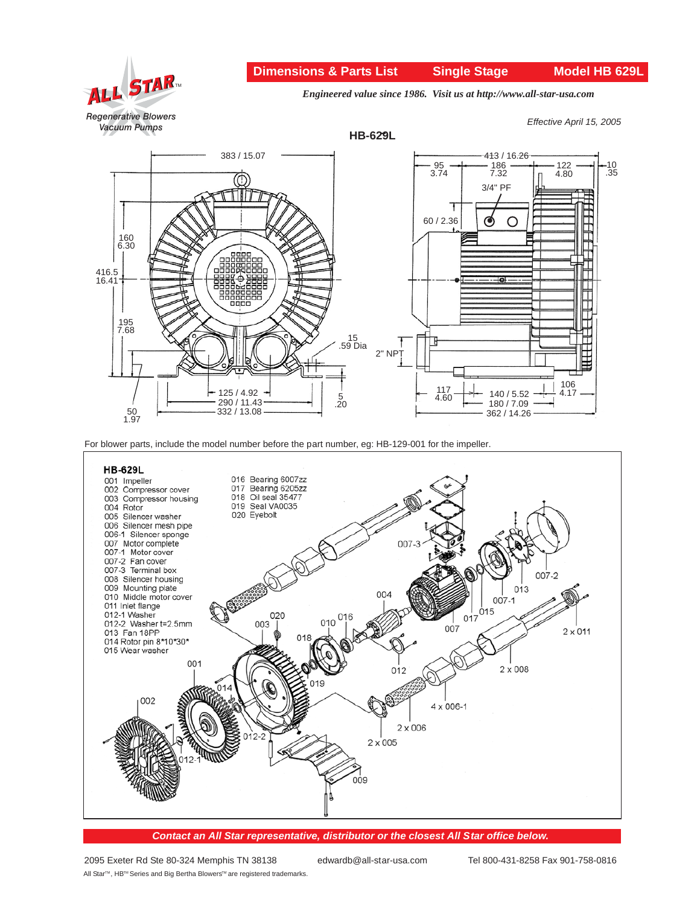**Dimensions & Parts List** | **Single Stage** | **Model HB 629L**

ALL STAR™
Regenerative Blowers
Vacuum Pumps

*Engineered value since 1986. Visit us at http://www.all-star-usa.com*

*Effective April 15, 2005*

## HB-629L

383 / 15.07
160
6.30
416.5
16.41
195
7.68
50
1.97
125 / 4.92
290 / 11.43
332 / 13.08
15
.59 Dia
5
.20
2" NPT
413 / 16.26
95
3.74
186
7.32
122
4.80
10
.35
3/4" PF
60 / 2.36
117
4.60
140 / 5.52
180 / 7.09
362 / 14.26
106
4.17

For blower parts, include the model number before the part number, eg: HB-129-001 for the impeller.

### HB-629L

001 Impeller
002 Compressor cover
003 Compressor housing
004 Rotor
005 Silencer washer
006 Silencer mesh pipe
006-1 Silencer sponge
007 Motor complete
007-1 Motor cover
007-2 Fan cover
007-3 Terminal box
008 Silencer housing
009 Mounting plate
010 Middle motor cover
011 Inlet flange
012-1 Washer
012-2 Washer t=2.5mm
013 Fan 18PP
014 Rotor pin 8*10*30*
015 Wear washer
016 Bearing 6007zz
017 Bearing 6205zz
018 Oil seal 35477
019 Seal VA0035
020 Eyebolt

007-3
007-2
013
007-1
004
015
017
007
2 x 011
020
003
010
016
018
001
012
2 x 008
019
014
002
4 x 006-1
012-2
2 x 006
012-1
2 x 005
009

***Contact an All Star representative, distributor or the closest All Star office below.***

2095 Exeter Rd Ste 80-324 Memphis TN 38138 edwardb@all-star-usa.com Tel 800-431-8258 Fax 901-758-0816

All Star™, HB™ Series and Big Bertha Blowers™ are registered trademarks.